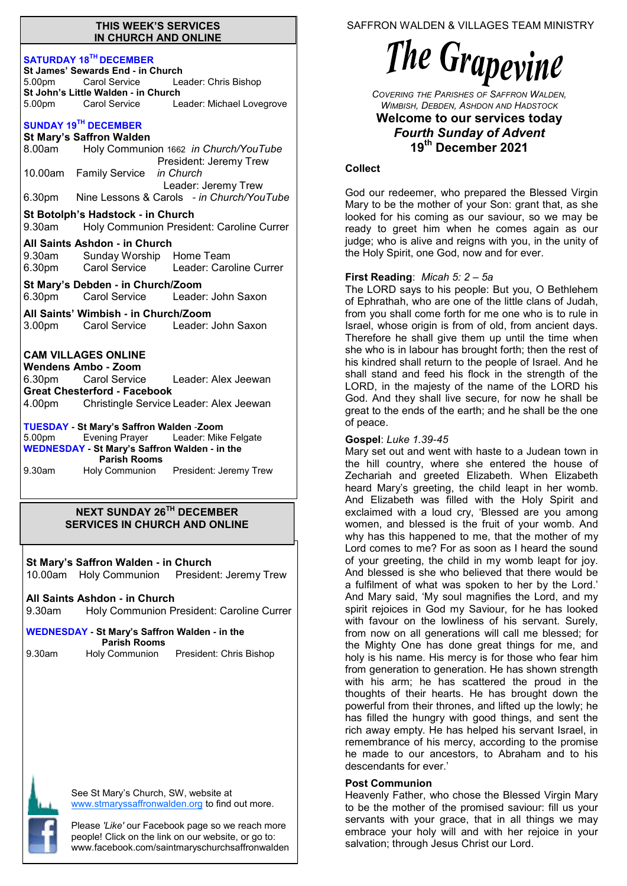## THIS WEEK'S SERVICES IN CHURCH AND ONLINE

**SATURDAY 18TH DECEMBER**

**St James' Sewards End - in Church**
5.00pm Carol Service Leader: Chris Bishop

**St John's Little Walden - in Church**
5.00pm Carol Service Leader: Michael Lovegrove

**SUNDAY 19TH DECEMBER**

**St Mary's Saffron Walden**
8.00am Holy Communion 1662 *in Church/YouTube* President: Jeremy Trew
10.00am Family Service *in Church* Leader: Jeremy Trew
6.30pm Nine Lessons & Carols - *in Church/YouTube*

**St Botolph's Hadstock - in Church**
9.30am Holy Communion President: Caroline Currer

**All Saints Ashdon - in Church**
9.30am Sunday Worship Home Team
6.30pm Carol Service Leader: Caroline Currer

**St Mary's Debden - in Church/Zoom**
6.30pm Carol Service Leader: John Saxon

**All Saints' Wimbish - in Church/Zoom**
3.00pm Carol Service Leader: John Saxon

**CAM VILLAGES ONLINE**

**Wendens Ambo - Zoom**
6.30pm Carol Service Leader: Alex Jeewan

**Great Chesterford - Facebook**
4.00pm Christingle Service Leader: Alex Jeewan

**TUESDAY - St Mary's Saffron Walden -Zoom**
5.00pm Evening Prayer Leader: Mike Felgate

**WEDNESDAY - St Mary's Saffron Walden - in the Parish Rooms**
9.30am Holy Communion President: Jeremy Trew

## NEXT SUNDAY 26TH DECEMBER SERVICES IN CHURCH AND ONLINE

**St Mary's Saffron Walden - in Church**
10.00am Holy Communion President: Jeremy Trew

**All Saints Ashdon - in Church**
9.30am Holy Communion President: Caroline Currer

**WEDNESDAY - St Mary's Saffron Walden - in the Parish Rooms**
9.30am Holy Communion President: Chris Bishop

See St Mary's Church, SW, website at www.stmaryssaffronwalden.org to find out more.

Please *'Like'* our Facebook page so we reach more people! Click on the link on our website, or go to: www.facebook.com/saintmaryschurchsaffronwalden

SAFFRON WALDEN & VILLAGES TEAM MINISTRY

# The Grapevine

*Covering the Parishes of Saffron Walden, Wimbish, Debden, Ashdon and Hadstock*

## Welcome to our services today
### *Fourth Sunday of Advent*
### 19th December 2021

**Collect**

God our redeemer, who prepared the Blessed Virgin Mary to be the mother of your Son: grant that, as she looked for his coming as our saviour, so we may be ready to greet him when he comes again as our judge; who is alive and reigns with you, in the unity of the Holy Spirit, one God, now and for ever.

**First Reading**: *Micah 5: 2 – 5a*

The LORD says to his people: But you, O Bethlehem of Ephrathah, who are one of the little clans of Judah, from you shall come forth for me one who is to rule in Israel, whose origin is from of old, from ancient days. Therefore he shall give them up until the time when she who is in labour has brought forth; then the rest of his kindred shall return to the people of Israel. And he shall stand and feed his flock in the strength of the LORD, in the majesty of the name of the LORD his God. And they shall live secure, for now he shall be great to the ends of the earth; and he shall be the one of peace.

**Gospel**: *Luke 1.39-45*

Mary set out and went with haste to a Judean town in the hill country, where she entered the house of Zechariah and greeted Elizabeth. When Elizabeth heard Mary's greeting, the child leapt in her womb. And Elizabeth was filled with the Holy Spirit and exclaimed with a loud cry, 'Blessed are you among women, and blessed is the fruit of your womb. And why has this happened to me, that the mother of my Lord comes to me? For as soon as I heard the sound of your greeting, the child in my womb leapt for joy. And blessed is she who believed that there would be a fulfilment of what was spoken to her by the Lord.' And Mary said, 'My soul magnifies the Lord, and my spirit rejoices in God my Saviour, for he has looked with favour on the lowliness of his servant. Surely, from now on all generations will call me blessed; for the Mighty One has done great things for me, and holy is his name. His mercy is for those who fear him from generation to generation. He has shown strength with his arm; he has scattered the proud in the thoughts of their hearts. He has brought down the powerful from their thrones, and lifted up the lowly; he has filled the hungry with good things, and sent the rich away empty. He has helped his servant Israel, in remembrance of his mercy, according to the promise he made to our ancestors, to Abraham and to his descendants for ever.'

**Post Communion**

Heavenly Father, who chose the Blessed Virgin Mary to be the mother of the promised saviour: fill us your servants with your grace, that in all things we may embrace your holy will and with her rejoice in your salvation; through Jesus Christ our Lord.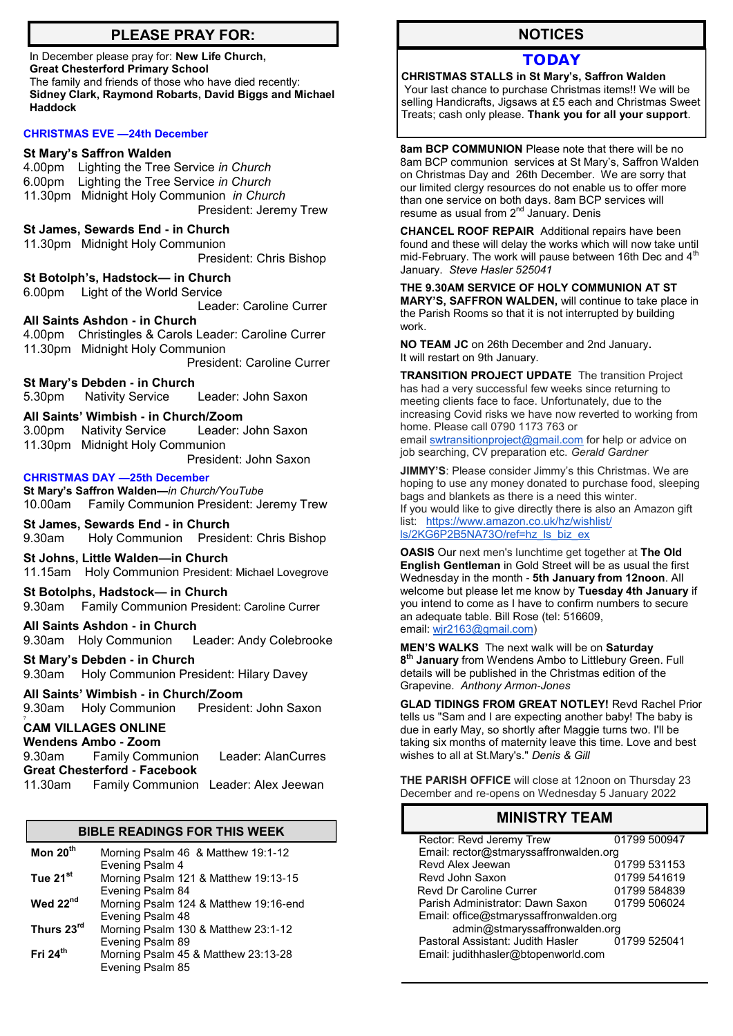## PLEASE PRAY FOR:

In December please pray for: **New Life Church, Great Chesterford Primary School**
The family and friends of those who have died recently: **Sidney Clark, Raymond Robarts, David Biggs and Michael Haddock**

### CHRISTMAS EVE —24th December

**St Mary's Saffron Walden**
4.00pm Lighting the Tree Service *in Church*
6.00pm Lighting the Tree Service *in Church*
11.30pm Midnight Holy Communion *in Church*
President: Jeremy Trew

**St James, Sewards End - in Church**
11.30pm Midnight Holy Communion
President: Chris Bishop

**St Botolph's, Hadstock— in Church**
6.00pm Light of the World Service
Leader: Caroline Currer

**All Saints Ashdon - in Church**
4.00pm Christingles & Carols Leader: Caroline Currer
11.30pm Midnight Holy Communion
President: Caroline Currer

**St Mary's Debden - in Church**
5.30pm Nativity Service Leader: John Saxon

**All Saints' Wimbish - in Church/Zoom**
3.00pm Nativity Service Leader: John Saxon
11.30pm Midnight Holy Communion
President: John Saxon

### CHRISTMAS DAY —25th December

**St Mary's Saffron Walden—***in Church/YouTube*
10.00am Family Communion President: Jeremy Trew

**St James, Sewards End - in Church**
9.30am Holy Communion President: Chris Bishop

**St Johns, Little Walden—in Church**
11.15am Holy Communion President: Michael Lovegrove

**St Botolphs, Hadstock— in Church**
9.30am Family Communion President: Caroline Currer

**All Saints Ashdon - in Church**
9.30am Holy Communion Leader: Andy Colebrooke

**St Mary's Debden - in Church**
9.30am Holy Communion President: Hilary Davey

**All Saints' Wimbish - in Church/Zoom**
9.30am Holy Communion President: John Saxon

**CAM VILLAGES ONLINE**
**Wendens Ambo - Zoom**
9.30am Family Communion Leader: AlanCurres
**Great Chesterford - Facebook**
11.30am Family Communion Leader: Alex Jeewan

## BIBLE READINGS FOR THIS WEEK

| | |
|---|---|
| **Mon 20th** | Morning Psalm 46 & Matthew 19:1-12<br>Evening Psalm 4 |
| **Tue 21st** | Morning Psalm 121 & Matthew 19:13-15<br>Evening Psalm 84 |
| **Wed 22nd** | Morning Psalm 124 & Matthew 19:16-end<br>Evening Psalm 48 |
| **Thurs 23rd** | Morning Psalm 130 & Matthew 23:1-12<br>Evening Psalm 89 |
| **Fri 24th** | Morning Psalm 45 & Matthew 23:13-28<br>Evening Psalm 85 |

## NOTICES

### TODAY

**CHRISTMAS STALLS in St Mary's, Saffron Walden**
Your last chance to purchase Christmas items!! We will be selling Handicrafts, Jigsaws at £5 each and Christmas Sweet Treats; cash only please. **Thank you for all your support**.

**8am BCP COMMUNION** Please note that there will be no 8am BCP communion services at St Mary's, Saffron Walden on Christmas Day and 26th December. We are sorry that our limited clergy resources do not enable us to offer more than one service on both days. 8am BCP services will resume as usual from 2nd January. Denis

**CHANCEL ROOF REPAIR** Additional repairs have been found and these will delay the works which will now take until mid-February. The work will pause between 16th Dec and 4th January. *Steve Hasler 525041*

**THE 9.30AM SERVICE OF HOLY COMMUNION AT ST MARY'S, SAFFRON WALDEN,** will continue to take place in the Parish Rooms so that it is not interrupted by building work.

**NO TEAM JC** on 26th December and 2nd January**.**
It will restart on 9th January.

**TRANSITION PROJECT UPDATE** The transition Project has had a very successful few weeks since returning to meeting clients face to face. Unfortunately, due to the increasing Covid risks we have now reverted to working from home. Please call 0790 1173 763 or email swtransitionproject@gmail.com for help or advice on job searching, CV preparation etc. *Gerald Gardner*

**JIMMY'S**: Please consider Jimmy's this Christmas. We are hoping to use any money donated to purchase food, sleeping bags and blankets as there is a need this winter.
If you would like to give directly there is also an Amazon gift list: https://www.amazon.co.uk/hz/wishlist/ls/2KG6P2B5NA73O/ref=hz_ls_biz_ex

**OASIS** Our next men's lunchtime get together at **The Old English Gentleman** in Gold Street will be as usual the first Wednesday in the month - **5th January from 12noon**. All welcome but please let me know by **Tuesday 4th January** if you intend to come as I have to confirm numbers to secure an adequate table. Bill Rose (tel: 516609, email: wjr2163@gmail.com)

**MEN'S WALKS** The next walk will be on **Saturday 8th January** from Wendens Ambo to Littlebury Green. Full details will be published in the Christmas edition of the Grapevine. *Anthony Armon-Jones*

**GLAD TIDINGS FROM GREAT NOTLEY!** Revd Rachel Prior tells us "Sam and I are expecting another baby! The baby is due in early May, so shortly after Maggie turns two. I'll be taking six months of maternity leave this time. Love and best wishes to all at St.Mary's." *Denis & Gill*

**THE PARISH OFFICE** will close at 12noon on Thursday 23 December and re-opens on Wednesday 5 January 2022

## MINISTRY TEAM

| | |
|---|---|
| Rector: Revd Jeremy Trew | 01799 500947 |
| Email: rector@stmaryssaffronwalden.org | |
| Revd Alex Jeewan | 01799 531153 |
| Revd John Saxon | 01799 541619 |
| Revd Dr Caroline Currer | 01799 584839 |
| Parish Administrator: Dawn Saxon | 01799 506024 |
| Email: office@stmaryssaffronwalden.org<br>admin@stmaryssaffronwalden.org | |
| Pastoral Assistant: Judith Hasler | 01799 525041 |
| Email: judithhasler@btopenworld.com | |